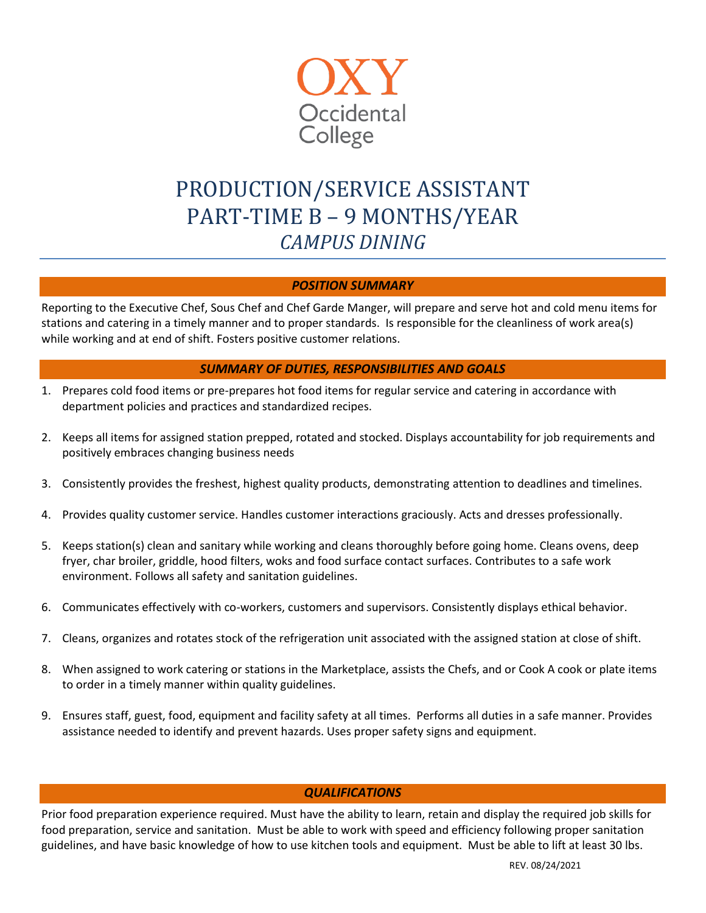OXY
Occidental
College

# PRODUCTION/SERVICE ASSISTANT
# PART-TIME B – 9 MONTHS/YEAR
## *CAMPUS DINING*

### *POSITION SUMMARY*

Reporting to the Executive Chef, Sous Chef and Chef Garde Manger, will prepare and serve hot and cold menu items for stations and catering in a timely manner and to proper standards. Is responsible for the cleanliness of work area(s) while working and at end of shift. Fosters positive customer relations.

### *SUMMARY OF DUTIES, RESPONSIBILITIES AND GOALS*

1. Prepares cold food items or pre-prepares hot food items for regular service and catering in accordance with department policies and practices and standardized recipes.

2. Keeps all items for assigned station prepped, rotated and stocked. Displays accountability for job requirements and positively embraces changing business needs

3. Consistently provides the freshest, highest quality products, demonstrating attention to deadlines and timelines.

4. Provides quality customer service. Handles customer interactions graciously. Acts and dresses professionally.

5. Keeps station(s) clean and sanitary while working and cleans thoroughly before going home. Cleans ovens, deep fryer, char broiler, griddle, hood filters, woks and food surface contact surfaces. Contributes to a safe work environment. Follows all safety and sanitation guidelines.

6. Communicates effectively with co-workers, customers and supervisors. Consistently displays ethical behavior.

7. Cleans, organizes and rotates stock of the refrigeration unit associated with the assigned station at close of shift.

8. When assigned to work catering or stations in the Marketplace, assists the Chefs, and or Cook A cook or plate items to order in a timely manner within quality guidelines.

9. Ensures staff, guest, food, equipment and facility safety at all times. Performs all duties in a safe manner. Provides assistance needed to identify and prevent hazards. Uses proper safety signs and equipment.

### *QUALIFICATIONS*

Prior food preparation experience required. Must have the ability to learn, retain and display the required job skills for food preparation, service and sanitation. Must be able to work with speed and efficiency following proper sanitation guidelines, and have basic knowledge of how to use kitchen tools and equipment. Must be able to lift at least 30 lbs.

REV. 08/24/2021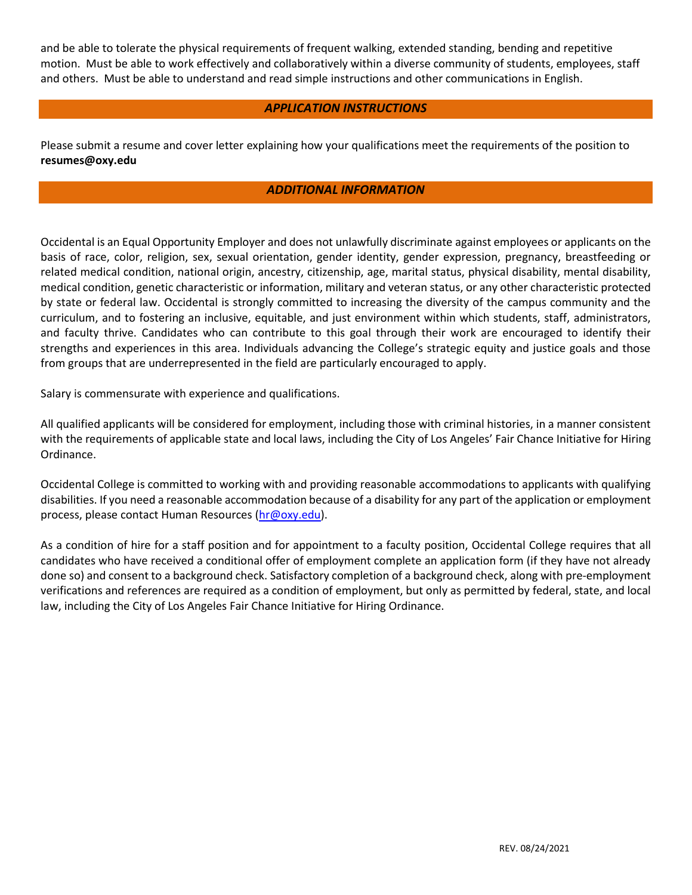and be able to tolerate the physical requirements of frequent walking, extended standing, bending and repetitive motion. Must be able to work effectively and collaboratively within a diverse community of students, employees, staff and others. Must be able to understand and read simple instructions and other communications in English.

## *APPLICATION INSTRUCTIONS*

Please submit a resume and cover letter explaining how your qualifications meet the requirements of the position to **resumes@oxy.edu**

## *ADDITIONAL INFORMATION*

Occidental is an Equal Opportunity Employer and does not unlawfully discriminate against employees or applicants on the basis of race, color, religion, sex, sexual orientation, gender identity, gender expression, pregnancy, breastfeeding or related medical condition, national origin, ancestry, citizenship, age, marital status, physical disability, mental disability, medical condition, genetic characteristic or information, military and veteran status, or any other characteristic protected by state or federal law. Occidental is strongly committed to increasing the diversity of the campus community and the curriculum, and to fostering an inclusive, equitable, and just environment within which students, staff, administrators, and faculty thrive. Candidates who can contribute to this goal through their work are encouraged to identify their strengths and experiences in this area. Individuals advancing the College's strategic equity and justice goals and those from groups that are underrepresented in the field are particularly encouraged to apply.

Salary is commensurate with experience and qualifications.

All qualified applicants will be considered for employment, including those with criminal histories, in a manner consistent with the requirements of applicable state and local laws, including the City of Los Angeles' Fair Chance Initiative for Hiring Ordinance.

Occidental College is committed to working with and providing reasonable accommodations to applicants with qualifying disabilities. If you need a reasonable accommodation because of a disability for any part of the application or employment process, please contact Human Resources (hr@oxy.edu).

As a condition of hire for a staff position and for appointment to a faculty position, Occidental College requires that all candidates who have received a conditional offer of employment complete an application form (if they have not already done so) and consent to a background check. Satisfactory completion of a background check, along with pre-employment verifications and references are required as a condition of employment, but only as permitted by federal, state, and local law, including the City of Los Angeles Fair Chance Initiative for Hiring Ordinance.

REV. 08/24/2021